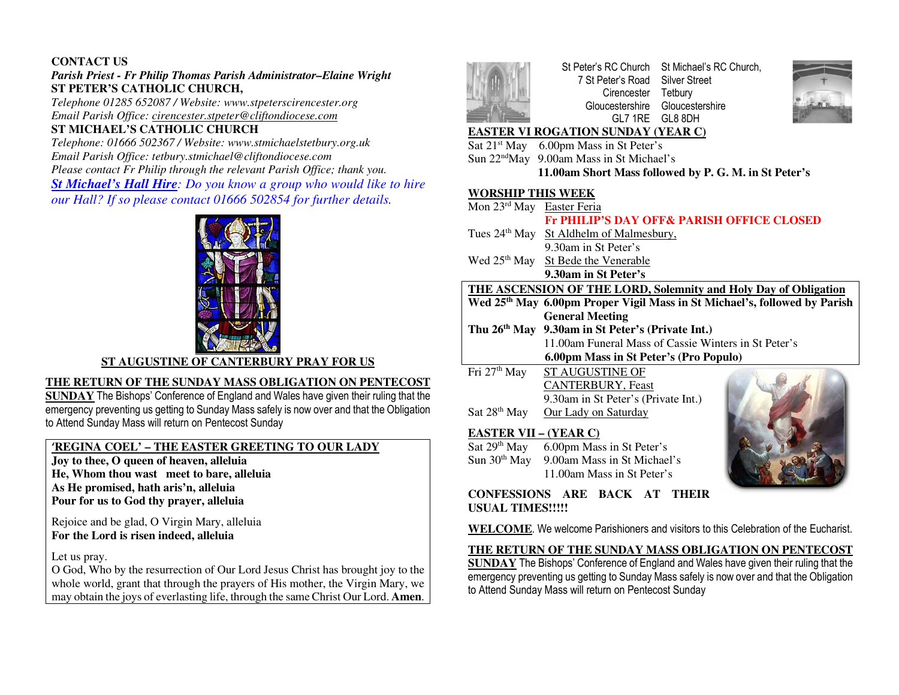## CONTACT US

***Parish Priest - Fr Philip Thomas Parish Administrator–Elaine Wright***

**ST PETER'S CATHOLIC CHURCH,**

*Telephone 01285 652087 / Website: www.stpeterscirencester.org*

*Email Parish Office: cirencester.stpeter@cliftondiocese.com*

**ST MICHAEL'S CATHOLIC CHURCH**

*Telephone: 01666 502367 / Website: www.stmichaelstetbury.org.uk*

*Email Parish Office: tetbury.stmichael@cliftondiocese.com*

*Please contact Fr Philip through the relevant Parish Office; thank you.*

***St Michael's Hall Hire****: Do you know a group who would like to hire our Hall? If so please contact 01666 502854 for further details.*

**ST AUGUSTINE OF CANTERBURY PRAY FOR US**

**THE RETURN OF THE SUNDAY MASS OBLIGATION ON PENTECOST SUNDAY** The Bishops' Conference of England and Wales have given their ruling that the emergency preventing us getting to Sunday Mass safely is now over and that the Obligation to Attend Sunday Mass will return on Pentecost Sunday

**'REGINA COEL' – THE EASTER GREETING TO OUR LADY**

**Joy to thee, O queen of heaven, alleluia**
**He, Whom thou wast meet to bare, alleluia**
**As He promised, hath aris'n, alleluia**
**Pour for us to God thy prayer, alleluia**

Rejoice and be glad, O Virgin Mary, alleluia
**For the Lord is risen indeed, alleluia**

Let us pray.
O God, Who by the resurrection of Our Lord Jesus Christ has brought joy to the whole world, grant that through the prayers of His mother, the Virgin Mary, we may obtain the joys of everlasting life, through the same Christ Our Lord. **Amen**.

---

St Peter's RC Church
7 St Peter's Road
Cirencester
Gloucestershire
GL7 1RE

St Michael's RC Church,
Silver Street
Tetbury
Gloucestershire
GL8 8DH

## EASTER VI ROGATION SUNDAY (YEAR C)

Sat 21st May 6.00pm Mass in St Peter's
Sun 22nd May 9.00am Mass in St Michael's
**11.00am Short Mass followed by P. G. M. in St Peter's**

## WORSHIP THIS WEEK

Mon 23rd May Easter Feria
**Fr PHILIP'S DAY OFF& PARISH OFFICE CLOSED**

Tues 24th May St Aldhelm of Malmesbury,
9.30am in St Peter's

Wed 25th May St Bede the Venerable
**9.30am in St Peter's**

**THE ASCENSION OF THE LORD, Solemnity and Holy Day of Obligation**

**Wed 25th May 6.00pm Proper Vigil Mass in St Michael's, followed by Parish General Meeting**

**Thu 26th May 9.30am in St Peter's (Private Int.)**
11.00am Funeral Mass of Cassie Winters in St Peter's
**6.00pm Mass in St Peter's (Pro Populo)**

Fri 27th May ST AUGUSTINE OF CANTERBURY, Feast
9.30am in St Peter's (Private Int.)

Sat 28th May Our Lady on Saturday

## EASTER VII – (YEAR C)

Sat 29th May 6.00pm Mass in St Peter's
Sun 30th May 9.00am Mass in St Michael's
11.00am Mass in St Peter's

**CONFESSIONS ARE BACK AT THEIR USUAL TIMES!!!!!**

**WELCOME**. We welcome Parishioners and visitors to this Celebration of the Eucharist.

**THE RETURN OF THE SUNDAY MASS OBLIGATION ON PENTECOST SUNDAY** The Bishops' Conference of England and Wales have given their ruling that the emergency preventing us getting to Sunday Mass safely is now over and that the Obligation to Attend Sunday Mass will return on Pentecost Sunday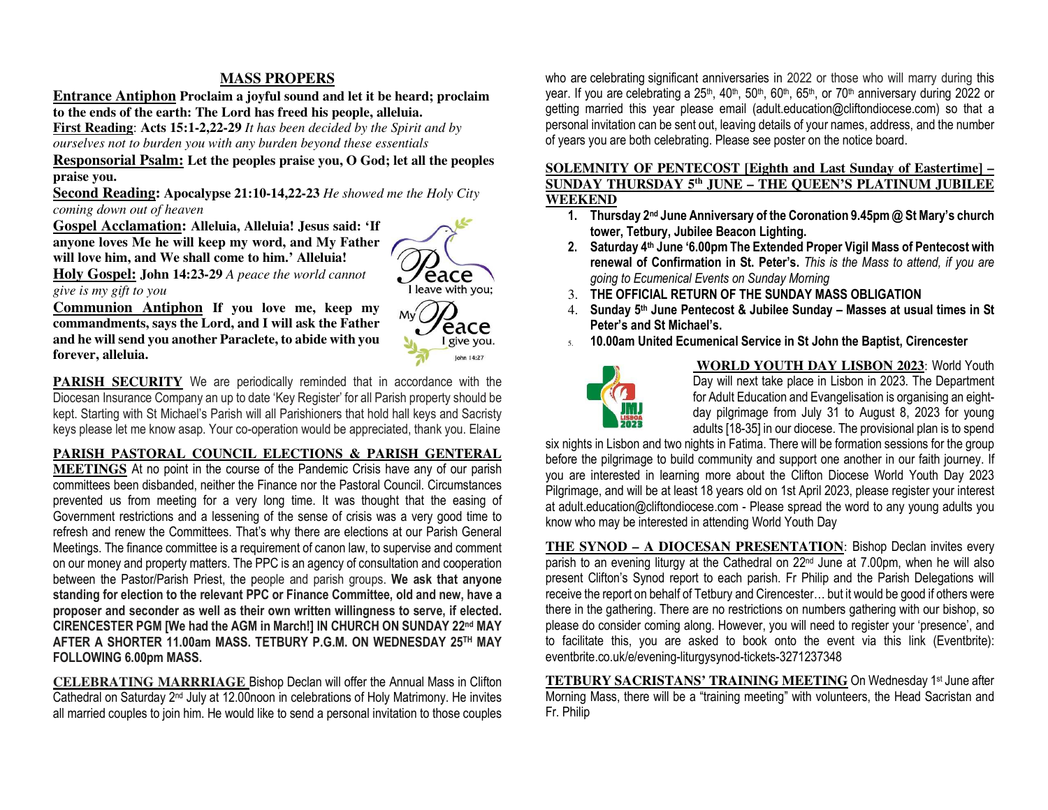## MASS PROPERS

**Entrance Antiphon** **Proclaim a joyful sound and let it be heard; proclaim to the ends of the earth: The Lord has freed his people, alleluia.**

**First Reading**: **Acts 15:1-2,22-29** *It has been decided by the Spirit and by ourselves not to burden you with any burden beyond these essentials*

**Responsorial Psalm:** **Let the peoples praise you, O God; let all the peoples praise you.**

**Second Reading:** **Apocalypse 21:10-14,22-23** *He showed me the Holy City coming down out of heaven*

**Gospel Acclamation:** **Alleluia, Alleluia! Jesus said: 'If anyone loves Me he will keep my word, and My Father will love him, and We shall come to him.' Alleluia!**

**Holy Gospel:** **John 14:23-29** *A peace the world cannot give is my gift to you*

**Communion Antiphon** **If you love me, keep my commandments, says the Lord, and I will ask the Father and he will send you another Paraclete, to abide with you forever, alleluia.**

Peace I leave with you; My Peace I give you. John 14:27

**PARISH SECURITY** We are periodically reminded that in accordance with the Diocesan Insurance Company an up to date 'Key Register' for all Parish property should be kept. Starting with St Michael's Parish will all Parishioners that hold hall keys and Sacristy keys please let me know asap. Your co-operation would be appreciated, thank you. Elaine

**PARISH PASTORAL COUNCIL ELECTIONS & PARISH GENTERAL MEETINGS** At no point in the course of the Pandemic Crisis have any of our parish committees been disbanded, neither the Finance nor the Pastoral Council. Circumstances prevented us from meeting for a very long time. It was thought that the easing of Government restrictions and a lessening of the sense of crisis was a very good time to refresh and renew the Committees. That's why there are elections at our Parish General Meetings. The finance committee is a requirement of canon law, to supervise and comment on our money and property matters. The PPC is an agency of consultation and cooperation between the Pastor/Parish Priest, the people and parish groups. **We ask that anyone standing for election to the relevant PPC or Finance Committee, old and new, have a proposer and seconder as well as their own written willingness to serve, if elected. CIRENCESTER PGM [We had the AGM in March!] IN CHURCH ON SUNDAY 22nd MAY AFTER A SHORTER 11.00am MASS. TETBURY P.G.M. ON WEDNESDAY 25TH MAY FOLLOWING 6.00pm MASS.**

**CELEBRATING MARRRIAGE** Bishop Declan will offer the Annual Mass in Clifton Cathedral on Saturday 2nd July at 12.00noon in celebrations of Holy Matrimony. He invites all married couples to join him. He would like to send a personal invitation to those couples who are celebrating significant anniversaries in 2022 or those who will marry during this year. If you are celebrating a 25th, 40th, 50th, 60th, 65th, or 70th anniversary during 2022 or getting married this year please email (adult.education@cliftondiocese.com) so that a personal invitation can be sent out, leaving details of your names, address, and the number of years you are both celebrating. Please see poster on the notice board.

**SOLEMNITY OF PENTECOST [Eighth and Last Sunday of Eastertime] – SUNDAY THURSDAY 5th JUNE – THE QUEEN'S PLATINUM JUBILEE WEEKEND**

1. **Thursday 2nd June Anniversary of the Coronation 9.45pm @ St Mary's church tower, Tetbury, Jubilee Beacon Lighting.**
2. **Saturday 4th June '6.00pm The Extended Proper Vigil Mass of Pentecost with renewal of Confirmation in St. Peter's.** *This is the Mass to attend, if you are going to Ecumenical Events on Sunday Morning*
3. **THE OFFICIAL RETURN OF THE SUNDAY MASS OBLIGATION**
4. **Sunday 5th June Pentecost & Jubilee Sunday – Masses at usual times in St Peter's and St Michael's.**
5. **10.00am United Ecumenical Service in St John the Baptist, Cirencester**

**WORLD YOUTH DAY LISBON 2023**: World Youth Day will next take place in Lisbon in 2023. The Department for Adult Education and Evangelisation is organising an eight-day pilgrimage from July 31 to August 8, 2023 for young adults [18-35] in our diocese. The provisional plan is to spend six nights in Lisbon and two nights in Fatima. There will be formation sessions for the group before the pilgrimage to build community and support one another in our faith journey. If you are interested in learning more about the Clifton Diocese World Youth Day 2023 Pilgrimage, and will be at least 18 years old on 1st April 2023, please register your interest at adult.education@cliftondiocese.com - Please spread the word to any young adults you know who may be interested in attending World Youth Day

**THE SYNOD – A DIOCESAN PRESENTATION**: Bishop Declan invites every parish to an evening liturgy at the Cathedral on 22nd June at 7.00pm, when he will also present Clifton's Synod report to each parish. Fr Philip and the Parish Delegations will receive the report on behalf of Tetbury and Cirencester… but it would be good if others were there in the gathering. There are no restrictions on numbers gathering with our bishop, so please do consider coming along. However, you will need to register your 'presence', and to facilitate this, you are asked to book onto the event via this link (Eventbrite): eventbrite.co.uk/e/evening-liturgysynod-tickets-3271237348

**TETBURY SACRISTANS' TRAINING MEETING** On Wednesday 1st June after Morning Mass, there will be a "training meeting" with volunteers, the Head Sacristan and Fr. Philip